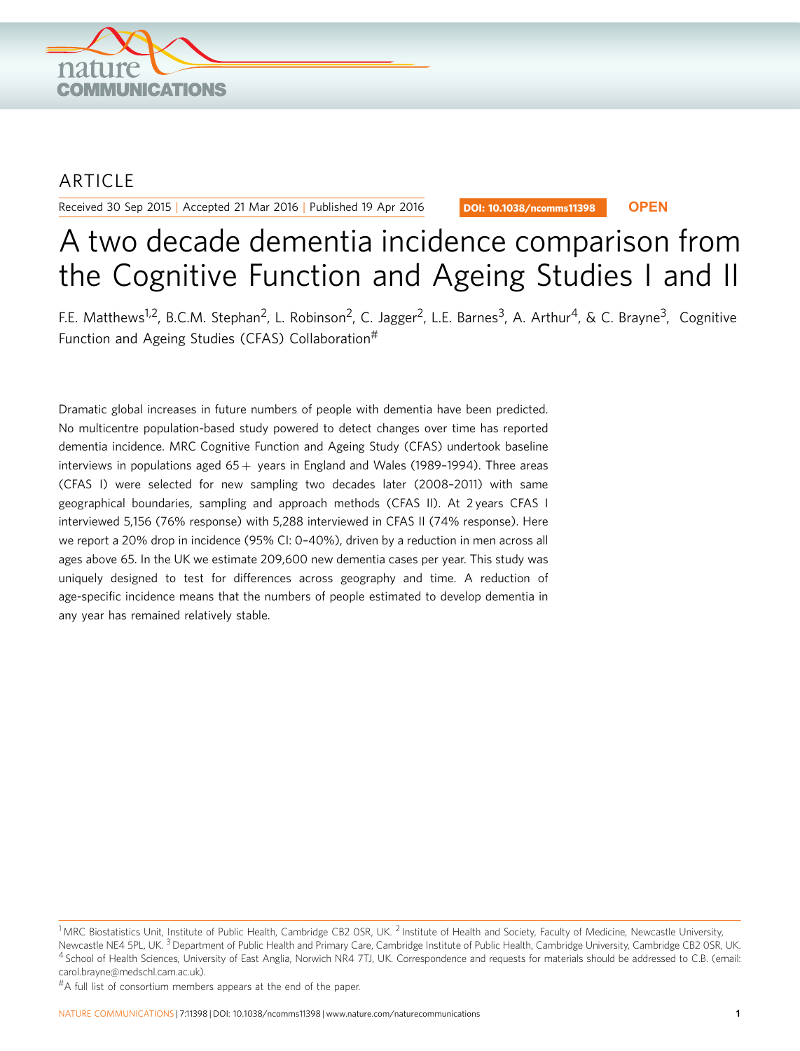ARTICLE

Received 30 Sep 2015 | Accepted 21 Mar 2016 | Published 19 Apr 2016

DOI: 10.1038/ncomms11398 **OPEN**

# A two decade dementia incidence comparison from the Cognitive Function and Ageing Studies I and II

F.E. Matthews[1,2], B.C.M. Stephan[2], L. Robinson[2], C. Jagger[2], L.E. Barnes[3], A. Arthur[4], & C. Brayne[3], Cognitive Function and Ageing Studies (CFAS) Collaboration[#]

Dramatic global increases in future numbers of people with dementia have been predicted. No multicentre population-based study powered to detect changes over time has reported dementia incidence. MRC Cognitive Function and Ageing Study (CFAS) undertook baseline interviews in populations aged 65+ years in England and Wales (1989–1994). Three areas (CFAS I) were selected for new sampling two decades later (2008–2011) with same geographical boundaries, sampling and approach methods (CFAS II). At 2 years CFAS I interviewed 5,156 (76% response) with 5,288 interviewed in CFAS II (74% response). Here we report a 20% drop in incidence (95% CI: 0–40%), driven by a reduction in men across all ages above 65. In the UK we estimate 209,600 new dementia cases per year. This study was uniquely designed to test for differences across geography and time. A reduction of age-specific incidence means that the numbers of people estimated to develop dementia in any year has remained relatively stable.

[1] MRC Biostatistics Unit, Institute of Public Health, Cambridge CB2 0SR, UK. [2] Institute of Health and Society, Faculty of Medicine, Newcastle University, Newcastle NE4 5PL, UK. [3] Department of Public Health and Primary Care, Cambridge Institute of Public Health, Cambridge University, Cambridge CB2 0SR, UK. [4] School of Health Sciences, University of East Anglia, Norwich NR4 7TJ, UK. Correspondence and requests for materials should be addressed to C.B. (email: carol.brayne@medschl.cam.ac.uk).

[#] A full list of consortium members appears at the end of the paper.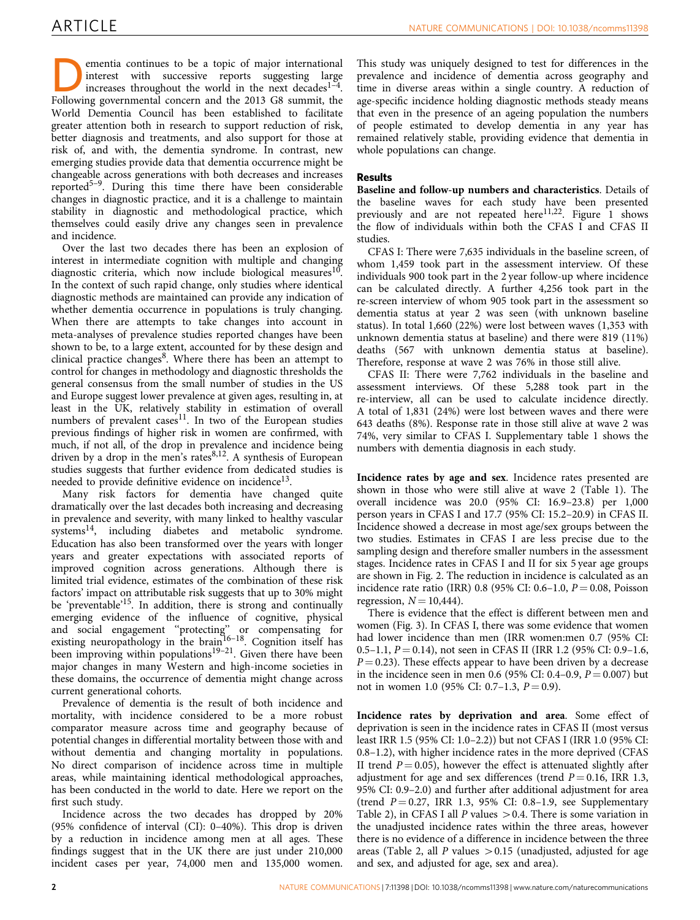Dementia continues to be a topic of major international interest with successive reports suggesting large increases throughout the world in the next decades[1–4]. Following governmental concern and the 2013 G8 summit, the World Dementia Council has been established to facilitate greater attention both in research to support reduction of risk, better diagnosis and treatments, and also support for those at risk of, and with, the dementia syndrome. In contrast, new emerging studies provide data that dementia occurrence might be changeable across generations with both decreases and increases reported[5–9]. During this time there have been considerable changes in diagnostic practice, and it is a challenge to maintain stability in diagnostic and methodological practice, which themselves could easily drive any changes seen in prevalence and incidence.

Over the last two decades there has been an explosion of interest in intermediate cognition with multiple and changing diagnostic criteria, which now include biological measures[10]. In the context of such rapid change, only studies where identical diagnostic methods are maintained can provide any indication of whether dementia occurrence in populations is truly changing. When there are attempts to take changes into account in meta-analyses of prevalence studies reported changes have been shown to be, to a large extent, accounted for by these design and clinical practice changes[8]. Where there has been an attempt to control for changes in methodology and diagnostic thresholds the general consensus from the small number of studies in the US and Europe suggest lower prevalence at given ages, resulting in, at least in the UK, relatively stability in estimation of overall numbers of prevalent cases[11]. In two of the European studies previous findings of higher risk in women are confirmed, with much, if not all, of the drop in prevalence and incidence being driven by a drop in the men's rates[8,12]. A synthesis of European studies suggests that further evidence from dedicated studies is needed to provide definitive evidence on incidence[13].

Many risk factors for dementia have changed quite dramatically over the last decades both increasing and decreasing in prevalence and severity, with many linked to healthy vascular systems[14], including diabetes and metabolic syndrome. Education has also been transformed over the years with longer years and greater expectations with associated reports of improved cognition across generations. Although there is limited trial evidence, estimates of the combination of these risk factors' impact on attributable risk suggests that up to 30% might be 'preventable'[15]. In addition, there is strong and continually emerging evidence of the influence of cognitive, physical and social engagement "protecting" or compensating for existing neuropathology in the brain[16–18]. Cognition itself has been improving within populations[19–21]. Given there have been major changes in many Western and high-income societies in these domains, the occurrence of dementia might change across current generational cohorts.

Prevalence of dementia is the result of both incidence and mortality, with incidence considered to be a more robust comparator measure across time and geography because of potential changes in differential mortality between those with and without dementia and changing mortality in populations. No direct comparison of incidence across time in multiple areas, while maintaining identical methodological approaches, has been conducted in the world to date. Here we report on the first such study.

Incidence across the two decades has dropped by 20% (95% confidence of interval (CI): 0–40%). This drop is driven by a reduction in incidence among men at all ages. These findings suggest that in the UK there are just under 210,000 incident cases per year, 74,000 men and 135,000 women. This study was uniquely designed to test for differences in the prevalence and incidence of dementia across geography and time in diverse areas within a single country. A reduction of age-specific incidence holding diagnostic methods steady means that even in the presence of an ageing population the numbers of people estimated to develop dementia in any year has remained relatively stable, providing evidence that dementia in whole populations can change.

## Results

**Baseline and follow-up numbers and characteristics**. Details of the baseline waves for each study have been presented previously and are not repeated here[11,22]. Figure 1 shows the flow of individuals within both the CFAS I and CFAS II studies.

CFAS I: There were 7,635 individuals in the baseline screen, of whom 1,459 took part in the assessment interview. Of these individuals 900 took part in the 2 year follow-up where incidence can be calculated directly. A further 4,256 took part in the re-screen interview of whom 905 took part in the assessment so dementia status at year 2 was seen (with unknown baseline status). In total 1,660 (22%) were lost between waves (1,353 with unknown dementia status at baseline) and there were 819 (11%) deaths (567 with unknown dementia status at baseline). Therefore, response at wave 2 was 76% in those still alive.

CFAS II: There were 7,762 individuals in the baseline and assessment interviews. Of these 5,288 took part in the re-interview, all can be used to calculate incidence directly. A total of 1,831 (24%) were lost between waves and there were 643 deaths (8%). Response rate in those still alive at wave 2 was 74%, very similar to CFAS I. Supplementary table 1 shows the numbers with dementia diagnosis in each study.

**Incidence rates by age and sex**. Incidence rates presented are shown in those who were still alive at wave 2 (Table 1). The overall incidence was 20.0 (95% CI: 16.9–23.8) per 1,000 person years in CFAS I and 17.7 (95% CI: 15.2–20.9) in CFAS II. Incidence showed a decrease in most age/sex groups between the two studies. Estimates in CFAS I are less precise due to the sampling design and therefore smaller numbers in the assessment stages. Incidence rates in CFAS I and II for six 5 year age groups are shown in Fig. 2. The reduction in incidence is calculated as an incidence rate ratio (IRR) 0.8 (95% CI: 0.6–1.0, $P = 0.08$, Poisson regression, $N = 10{,}444$).

There is evidence that the effect is different between men and women (Fig. 3). In CFAS I, there was some evidence that women had lower incidence than men (IRR women:men 0.7 (95% CI: 0.5–1.1, $P = 0.14$), not seen in CFAS II (IRR 1.2 (95% CI: 0.9–1.6, $P = 0.23$). These effects appear to have been driven by a decrease in the incidence seen in men 0.6 (95% CI: 0.4–0.9, $P = 0.007$) but not in women 1.0 (95% CI: 0.7–1.3, $P = 0.9$).

**Incidence rates by deprivation and area**. Some effect of deprivation is seen in the incidence rates in CFAS II (most versus least IRR 1.5 (95% CI: 1.0–2.2)) but not CFAS I (IRR 1.0 (95% CI: 0.8–1.2), with higher incidence rates in the more deprived (CFAS II trend $P = 0.05$), however the effect is attenuated slightly after adjustment for age and sex differences (trend $P = 0.16$, IRR 1.3, 95% CI: 0.9–2.0) and further after additional adjustment for area (trend $P = 0.27$, IRR 1.3, 95% CI: 0.8–1.9, see Supplementary Table 2), in CFAS I all $P$ values $> 0.4$. There is some variation in the unadjusted incidence rates within the three areas, however there is no evidence of a difference in incidence between the three areas (Table 2, all $P$ values $> 0.15$ (unadjusted, adjusted for age and sex, and adjusted for age, sex and area).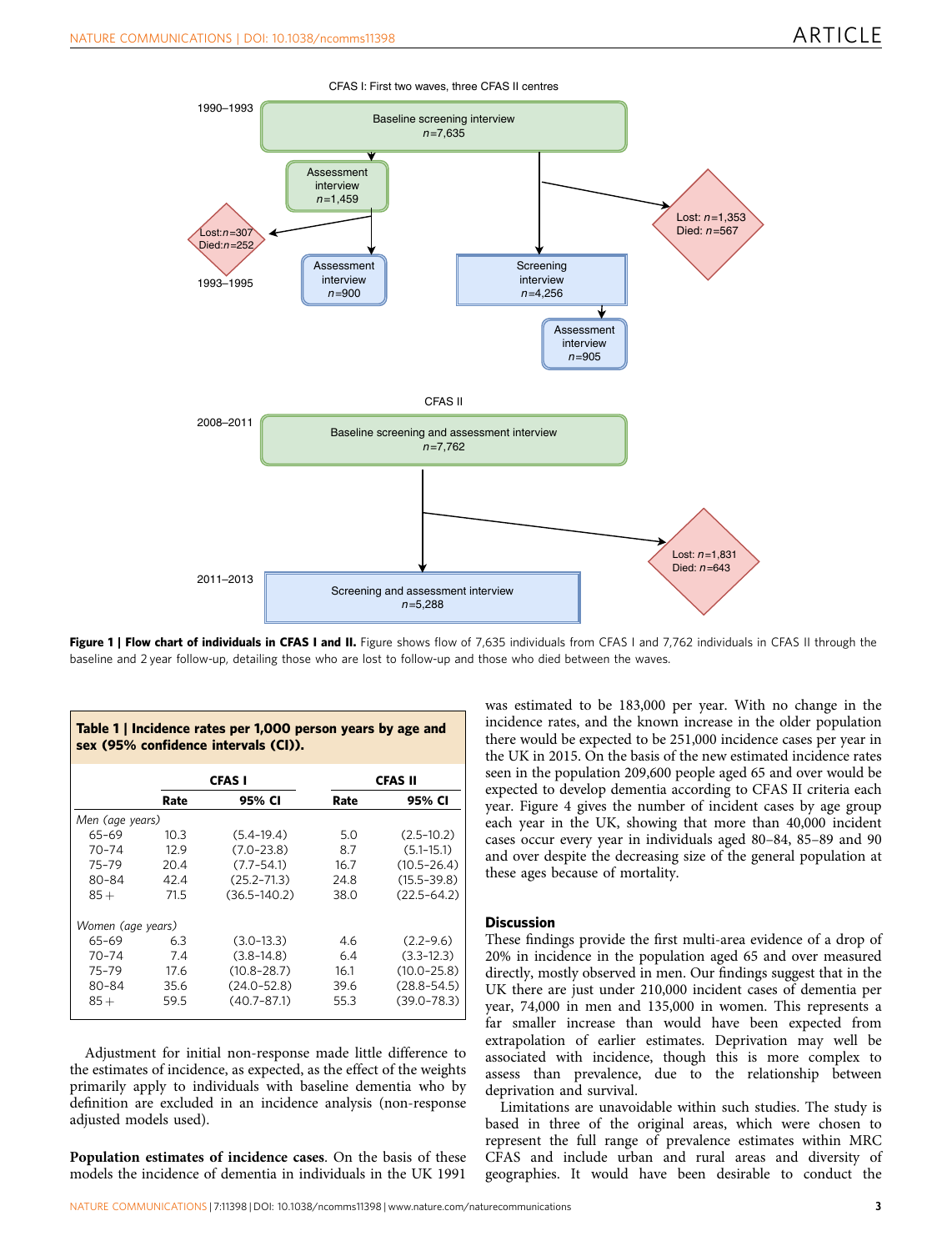**Figure 1 | Flow chart of individuals in CFAS I and II.** Figure shows flow of 7,635 individuals from CFAS I and 7,762 individuals in CFAS II through the baseline and 2 year follow-up, detailing those who are lost to follow-up and those who died between the waves.

**Table 1 | Incidence rates per 1,000 person years by age and sex (95% confidence intervals (CI)).**

| | CFAS I | | CFAS II | |
|---|---|---|---|---|
| | Rate | 95% CI | Rate | 95% CI |
| *Men (age years)* | | | | |
| 65–69 | 10.3 | (5.4–19.4) | 5.0 | (2.5–10.2) |
| 70–74 | 12.9 | (7.0–23.8) | 8.7 | (5.1–15.1) |
| 75–79 | 20.4 | (7.7–54.1) | 16.7 | (10.5–26.4) |
| 80–84 | 42.4 | (25.2–71.3) | 24.8 | (15.5–39.8) |
| 85 + | 71.5 | (36.5–140.2) | 38.0 | (22.5–64.2) |
| *Women (age years)* | | | | |
| 65–69 | 6.3 | (3.0–13.3) | 4.6 | (2.2–9.6) |
| 70–74 | 7.4 | (3.8–14.8) | 6.4 | (3.3–12.3) |
| 75–79 | 17.6 | (10.8–28.7) | 16.1 | (10.0–25.8) |
| 80–84 | 35.6 | (24.0–52.8) | 39.6 | (28.8–54.5) |
| 85 + | 59.5 | (40.7–87.1) | 55.3 | (39.0–78.3) |

Adjustment for initial non-response made little difference to the estimates of incidence, as expected, as the effect of the weights primarily apply to individuals with baseline dementia who by definition are excluded in an incidence analysis (non-response adjusted models used).

**Population estimates of incidence cases**. On the basis of these models the incidence of dementia in individuals in the UK 1991 was estimated to be 183,000 per year. With no change in the incidence rates, and the known increase in the older population there would be expected to be 251,000 incidence cases per year in the UK in 2015. On the basis of the new estimated incidence rates seen in the population 209,600 people aged 65 and over would be expected to develop dementia according to CFAS II criteria each year. Figure 4 gives the number of incident cases by age group each year in the UK, showing that more than 40,000 incident cases occur every year in individuals aged 80–84, 85–89 and 90 and over despite the decreasing size of the general population at these ages because of mortality.

## Discussion

These findings provide the first multi-area evidence of a drop of 20% in incidence in the population aged 65 and over measured directly, mostly observed in men. Our findings suggest that in the UK there are just under 210,000 incident cases of dementia per year, 74,000 in men and 135,000 in women. This represents a far smaller increase than would have been expected from extrapolation of earlier estimates. Deprivation may well be associated with incidence, though this is more complex to assess than prevalence, due to the relationship between deprivation and survival.

Limitations are unavoidable within such studies. The study is based in three of the original areas, which were chosen to represent the full range of prevalence estimates within MRC CFAS and include urban and rural areas and diversity of geographies. It would have been desirable to conduct the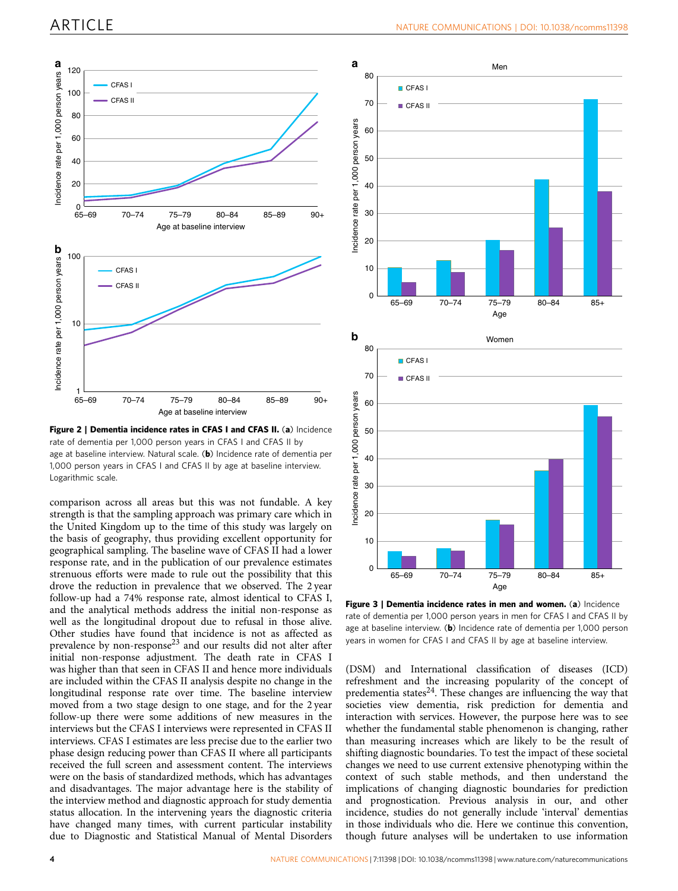**Figure 2 | Dementia incidence rates in CFAS I and CFAS II.** (**a**) Incidence rate of dementia per 1,000 person years in CFAS I and CFAS II by age at baseline interview. Natural scale. (**b**) Incidence rate of dementia per 1,000 person years in CFAS I and CFAS II by age at baseline interview. Logarithmic scale.

**Figure 3 | Dementia incidence rates in men and women.** (**a**) Incidence rate of dementia per 1,000 person years in men for CFAS I and CFAS II by age at baseline interview. (**b**) Incidence rate of dementia per 1,000 person years in women for CFAS I and CFAS II by age at baseline interview.

comparison across all areas but this was not fundable. A key strength is that the sampling approach was primary care which in the United Kingdom up to the time of this study was largely on the basis of geography, thus providing excellent opportunity for geographical sampling. The baseline wave of CFAS II had a lower response rate, and in the publication of our prevalence estimates strenuous efforts were made to rule out the possibility that this drove the reduction in prevalence that we observed. The 2 year follow-up had a 74% response rate, almost identical to CFAS I, and the analytical methods address the initial non-response as well as the longitudinal dropout due to refusal in those alive. Other studies have found that incidence is not as affected as prevalence by non-response[23] and our results did not alter after initial non-response adjustment. The death rate in CFAS I was higher than that seen in CFAS II and hence more individuals are included within the CFAS II analysis despite no change in the longitudinal response rate over time. The baseline interview moved from a two stage design to one stage, and for the 2 year follow-up there were some additions of new measures in the interviews but the CFAS I interviews were represented in CFAS II interviews. CFAS I estimates are less precise due to the earlier two phase design reducing power than CFAS II where all participants received the full screen and assessment content. The interviews were on the basis of standardized methods, which has advantages and disadvantages. The major advantage here is the stability of the interview method and diagnostic approach for study dementia status allocation. In the intervening years the diagnostic criteria have changed many times, with current particular instability due to Diagnostic and Statistical Manual of Mental Disorders (DSM) and International classification of diseases (ICD) refreshment and the increasing popularity of the concept of predementia states[24]. These changes are influencing the way that societies view dementia, risk prediction for dementia and interaction with services. However, the purpose here was to see whether the fundamental stable phenomenon is changing, rather than measuring increases which are likely to be the result of shifting diagnostic boundaries. To test the impact of these societal changes we need to use current extensive phenotyping within the context of such stable methods, and then understand the implications of changing diagnostic boundaries for prediction and prognostication. Previous analysis in our, and other incidence, studies do not generally include 'interval' dementias in those individuals who die. Here we continue this convention, though future analyses will be undertaken to use information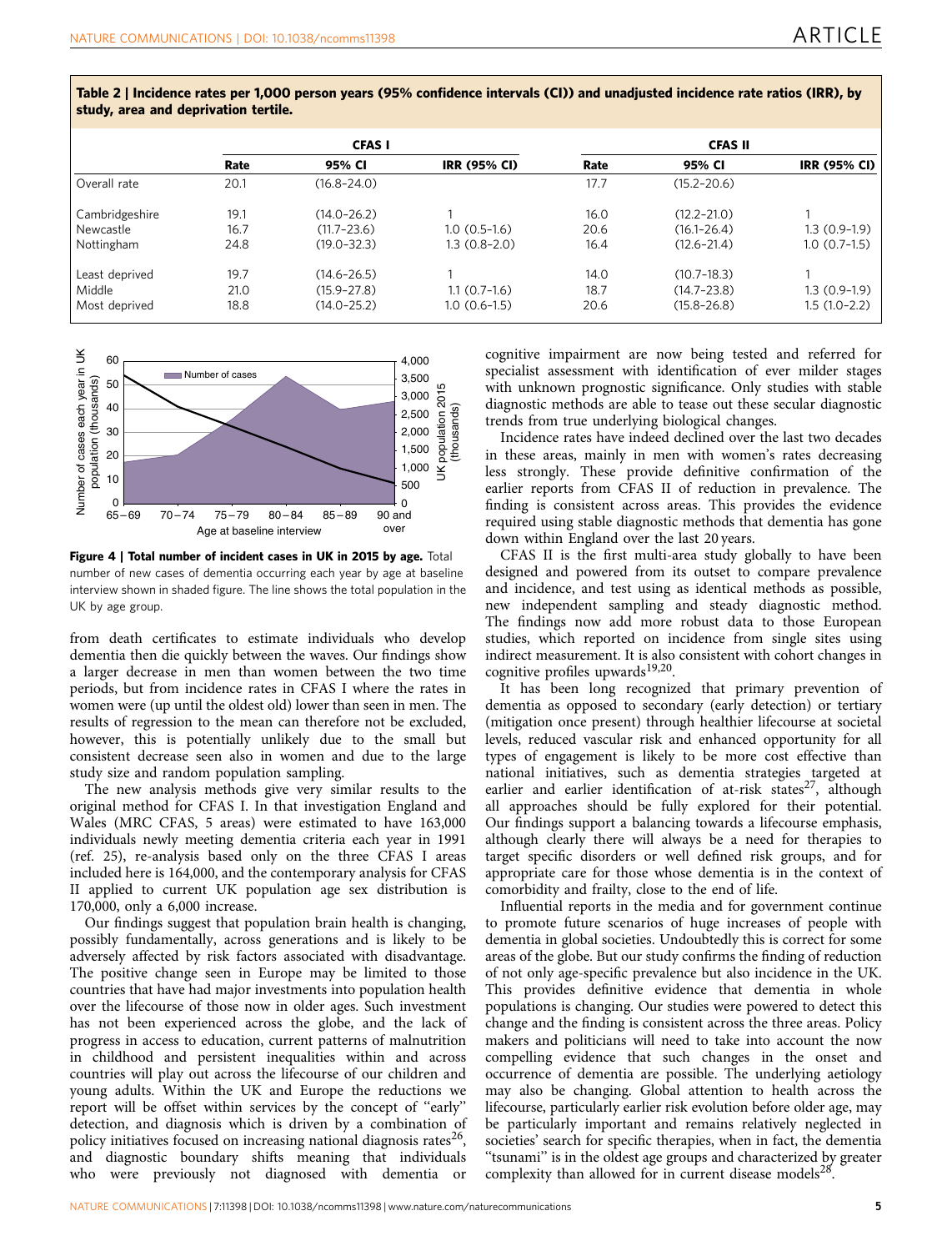**Table 2 | Incidence rates per 1,000 person years (95% confidence intervals (CI)) and unadjusted incidence rate ratios (IRR), by study, area and deprivation tertile.**

| | CFAS I | | | CFAS II | | |
|---|---|---|---|---|---|---|
| | Rate | 95% CI | IRR (95% CI) | Rate | 95% CI | IRR (95% CI) |
| Overall rate | 20.1 | (16.8–24.0) | | 17.7 | (15.2–20.6) | |
| Cambridgeshire | 19.1 | (14.0–26.2) | 1 | 16.0 | (12.2–21.0) | 1 |
| Newcastle | 16.7 | (11.7–23.6) | 1.0 (0.5–1.6) | 20.6 | (16.1–26.4) | 1.3 (0.9–1.9) |
| Nottingham | 24.8 | (19.0–32.3) | 1.3 (0.8–2.0) | 16.4 | (12.6–21.4) | 1.0 (0.7–1.5) |
| Least deprived | 19.7 | (14.6–26.5) | 1 | 14.0 | (10.7–18.3) | 1 |
| Middle | 21.0 | (15.9–27.8) | 1.1 (0.7–1.6) | 18.7 | (14.7–23.8) | 1.3 (0.9–1.9) |
| Most deprived | 18.8 | (14.0–25.2) | 1.0 (0.6–1.5) | 20.6 | (15.8–26.8) | 1.5 (1.0–2.2) |

**Figure 4 | Total number of incident cases in UK in 2015 by age.** Total number of new cases of dementia occurring each year by age at baseline interview shown in shaded figure. The line shows the total population in the UK by age group.

from death certificates to estimate individuals who develop dementia then die quickly between the waves. Our findings show a larger decrease in men than women between the two time periods, but from incidence rates in CFAS I where the rates in women were (up until the oldest old) lower than seen in men. The results of regression to the mean can therefore not be excluded, however, this is potentially unlikely due to the small but consistent decrease seen also in women and due to the large study size and random population sampling.

The new analysis methods give very similar results to the original method for CFAS I. In that investigation England and Wales (MRC CFAS, 5 areas) were estimated to have 163,000 individuals newly meeting dementia criteria each year in 1991 (ref. 25), re-analysis based only on the three CFAS I areas included here is 164,000, and the contemporary analysis for CFAS II applied to current UK population age sex distribution is 170,000, only a 6,000 increase.

Our findings suggest that population brain health is changing, possibly fundamentally, across generations and is likely to be adversely affected by risk factors associated with disadvantage. The positive change seen in Europe may be limited to those countries that have had major investments into population health over the lifecourse of those now in older ages. Such investment has not been experienced across the globe, and the lack of progress in access to education, current patterns of malnutrition in childhood and persistent inequalities within and across countries will play out across the lifecourse of our children and young adults. Within the UK and Europe the reductions we report will be offset within services by the concept of "early" detection, and diagnosis which is driven by a combination of policy initiatives focused on increasing national diagnosis rates[26], and diagnostic boundary shifts meaning that individuals who were previously not diagnosed with dementia or cognitive impairment are now being tested and referred for specialist assessment with identification of ever milder stages with unknown prognostic significance. Only studies with stable diagnostic methods are able to tease out these secular diagnostic trends from true underlying biological changes.

Incidence rates have indeed declined over the last two decades in these areas, mainly in men with women's rates decreasing less strongly. These provide definitive confirmation of the earlier reports from CFAS II of reduction in prevalence. The finding is consistent across areas. This provides the evidence required using stable diagnostic methods that dementia has gone down within England over the last 20 years.

CFAS II is the first multi-area study globally to have been designed and powered from its outset to compare prevalence and incidence, and test using as identical methods as possible, new independent sampling and steady diagnostic method. The findings now add more robust data to those European studies, which reported on incidence from single sites using indirect measurement. It is also consistent with cohort changes in cognitive profiles upwards[19,20].

It has been long recognized that primary prevention of dementia as opposed to secondary (early detection) or tertiary (mitigation once present) through healthier lifecourse at societal levels, reduced vascular risk and enhanced opportunity for all types of engagement is likely to be more cost effective than national initiatives, such as dementia strategies targeted at earlier and earlier identification of at-risk states[27], although all approaches should be fully explored for their potential. Our findings support a balancing towards a lifecourse emphasis, although clearly there will always be a need for therapies to target specific disorders or well defined risk groups, and for appropriate care for those whose dementia is in the context of comorbidity and frailty, close to the end of life.

Influential reports in the media and for government continue to promote future scenarios of huge increases of people with dementia in global societies. Undoubtedly this is correct for some areas of the globe. But our study confirms the finding of reduction of not only age-specific prevalence but also incidence in the UK. This provides definitive evidence that dementia in whole populations is changing. Our studies were powered to detect this change and the finding is consistent across the three areas. Policy makers and politicians will need to take into account the now compelling evidence that such changes in the onset and occurrence of dementia are possible. The underlying aetiology may also be changing. Global attention to health across the lifecourse, particularly earlier risk evolution before older age, may be particularly important and remains relatively neglected in societies' search for specific therapies, when in fact, the dementia "tsunami" is in the oldest age groups and characterized by greater complexity than allowed for in current disease models[28].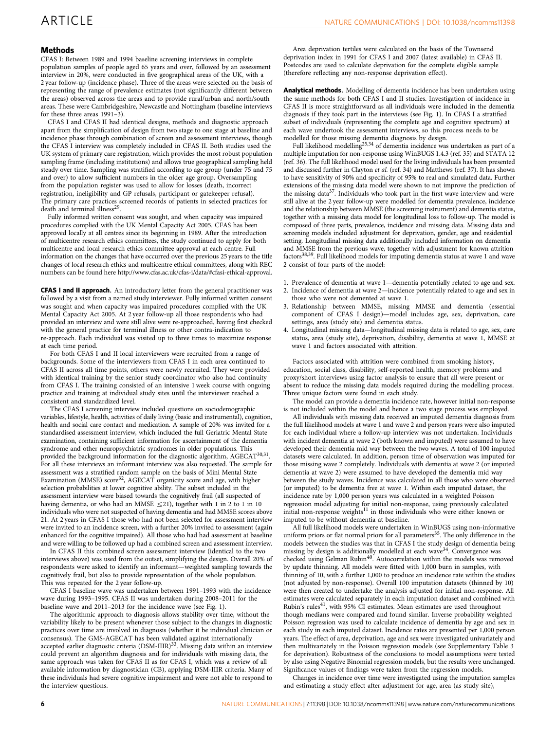## Methods

CFAS I: Between 1989 and 1994 baseline screening interviews in complete population samples of people aged 65 years and over, followed by an assessment interview in 20%, were conducted in five geographical areas of the UK, with a 2 year follow-up (incidence phase). Three of the areas were selected on the basis of representing the range of prevalence estimates (not significantly different between the areas) observed across the areas and to provide rural/urban and north/south areas. These were Cambridgeshire, Newcastle and Nottingham (baseline interviews for these three areas 1991–3).

CFAS I and CFAS II had identical designs, methods and diagnostic approach apart from the simplification of design from two stage to one stage at baseline and incidence phase through combination of screen and assessment interviews, though the CFAS I interview was completely included in CFAS II. Both studies used the UK system of primary care registration, which provides the most robust population sampling frame (including institutions) and allows true geographical sampling held steady over time. Sampling was stratified according to age group (under 75 and 75 and over) to allow sufficient numbers in the older age group. Oversampling from the population register was used to allow for losses (death, incorrect registration, ineligibility and GP refusals, participant or gatekeeper refusal). The primary care practices screened records of patients in selected practices for death and terminal illness[29].

Fully informed written consent was sought, and when capacity was impaired procedures complied with the UK Mental Capacity Act 2005. CFAS has been approved locally at all centres since its beginning in 1989. After the introduction of multicentre research ethics committees, the study continued to apply for both multicentre and local research ethics committee approval at each centre. Full information on the changes that have occurred over the previous 25 years to the title changes of local research ethics and multicentre ethical committees, along with REC numbers can be found here http://www.cfas.ac.uk/cfas-i/data/#cfasi-ethical-approval.

**CFAS I and II approach.** An introductory letter from the general practitioner was followed by a visit from a named study interviewer. Fully informed written consent was sought and when capacity was impaired procedures complied with the UK Mental Capacity Act 2005. At 2 year follow-up all those respondents who had provided an interview and were still alive were re-approached, having first checked with the general practice for terminal illness or other contra-indication to re-approach. Each individual was visited up to three times to maximize response at each time period.

For both CFAS I and II local interviewers were recruited from a range of backgrounds. Some of the interviewers from CFAS I in each area continued to CFAS II across all time points, others were newly recruited. They were provided with identical training by the senior study coordinator who also had continuity from CFAS I. The training consisted of an intensive 1 week course with ongoing practice and training at individual study sites until the interviewer reached a consistent and standardized level.

The CFAS I screening interview included questions on sociodemographic variables, lifestyle, health, activities of daily living (basic and instrumental), cognition, health and social care contact and medication. A sample of 20% was invited for a standardised assessment interview, which included the full Geriatric Mental State examination, containing sufficient information for ascertainment of the dementia syndrome and other neuropsychiatric syndromes in older populations. This provided the background information for the diagnostic algorithm, AGECAT[30,31]. For all these interviews an informant interview was also requested. The sample for assessment was a stratified random sample on the basis of Mini Mental State Examination (MMSE) score[32], AGECAT organicity score and age, with higher selection probabilities at lower cognitive ability. The subset included in the assessment interview were biased towards the cognitively frail (all suspected of having dementia, or who had an MMSE $\leq 21$), together with 1 in 2 to 1 in 10 individuals who were not suspected of having dementia and had MMSE scores above 21. At 2 years in CFAS I those who had not been selected for assessment interview were invited to an incidence screen, with a further 20% invited to assessment (again enhanced for the cognitive impaired). All those who had had assessment at baseline and were willing to be followed up had a combined screen and assessment interview.

In CFAS II this combined screen assessment interview (identical to the two interviews above) was used from the outset, simplifying the design. Overall 20% of respondents were asked to identify an informant—weighted sampling towards the cognitively frail, but also to provide representation of the whole population. This was repeated for the 2 year follow-up.

CFAS I baseline wave was undertaken between 1991–1993 with the incidence wave during 1993–1995. CFAS II was undertaken during 2008–2011 for the baseline wave and 2011–2013 for the incidence wave (see Fig. 1).

The algorithmic approach to diagnosis allows stability over time, without the variability likely to be present whenever those subject to the changes in diagnostic practices over time are involved in diagnosis (whether it be individual clinician or consensus). The GMS-AGECAT has been validated against internationally accepted earlier diagnostic criteria (DSM-IIIR)[33]. Missing data within an interview could prevent an algorithm diagnosis and for individuals with missing data, the same approach was taken for CFAS II as for CFAS I, which was a review of all available information by diagnostician (CB), applying DSM-IIIR criteria. Many of these individuals had severe cognitive impairment and were not able to respond to the interview questions.

Area deprivation tertiles were calculated on the basis of the Townsend deprivation index in 1991 for CFAS I and 2007 (latest available) in CFAS II. Postcodes are used to calculate deprivation for the complete eligible sample (therefore reflecting any non-response deprivation effect).

**Analytical methods.** Modelling of dementia incidence has been undertaken using the same methods for both CFAS I and II studies. Investigation of incidence in CFAS II is more straightforward as all individuals were included in the dementia diagnosis if they took part in the interviews (see Fig. 1). In CFAS I a stratified subset of individuals (representing the complete age and cognitive spectrum) at each wave undertook the assessment interviews, so this process needs to be modelled for those missing dementia diagnosis by design.

Full likelihood modelling[25,34] of dementia incidence was undertaken as part of a multiple imputation for non-response using WinBUGS 1.4.3 (ref. 35) and STATA 12 (ref. 36). The full likelihood model used for the living individuals has been presented and discussed further in Clayton *et al.* (ref. 34) and Matthews (ref. 37). It has shown to have sensitivity of 90% and specificity of 95% to real and simulated data. Further extensions of the missing data model were shown to not improve the prediction of the missing data[37]. Individuals who took part in the first wave interview and were still alive at the 2 year follow-up were modelled for dementia prevalence, incidence and the relationship between MMSE (the screening instrument) and dementia status, together with a missing data model for longitudinal loss to follow-up. The model is composed of three parts, prevalence, incidence and missing data. Missing data and screening models included adjustment for deprivation, gender, age and residential setting. Longitudinal missing data additionally included information on dementia and MMSE from the previous wave, together with adjustment for known attrition factors[38,39]. Full likelihood models for imputing dementia status at wave 1 and wave 2 consist of four parts of the model:

1. Prevalence of dementia at wave 1—dementia potentially related to age and sex.
2. Incidence of dementia at wave 2—incidence potentially related to age and sex in those who were not demented at wave 1.
3. Relationship between MMSE, missing MMSE and dementia (essential component of CFAS I design)—model includes age, sex, deprivation, care settings, area (study site) and dementia status.
4. Longitudinal missing data—longitudinal missing data is related to age, sex, care status, area (study site), deprivation, disability, dementia at wave 1, MMSE at wave 1 and factors associated with attrition.

Factors associated with attrition were combined from smoking history, education, social class, disability, self-reported health, memory problems and proxy/short interviews using factor analysis to ensure that all were present or absent to reduce the missing data models required during the modelling process. Three unique factors were found in each study.

The model can provide a dementia incidence rate, however initial non-response is not included within the model and hence a two stage process was employed.

All individuals with missing data received an imputed dementia diagnosis from the full likelihood models at wave 1 and wave 2 and person years were also imputed for each individual where a follow-up interview was not undertaken. Individuals with incident dementia at wave 2 (both known and imputed) were assumed to have developed their dementia mid way between the two waves. A total of 100 imputed datasets were calculated. In addition, person time of observation was imputed for those missing wave 2 completely. Individuals with dementia at wave 2 (or imputed dementia at wave 2) were assumed to have developed the dementia mid way between the study waves. Incidence was calculated in all those who were observed (or imputed) to be dementia free at wave 1. Within each imputed dataset, the incidence rate by 1,000 person years was calculated in a weighted Poisson regression model adjusting for initial non-response, using previously calculated initial non-response weights[11] in those individuals who were either known or imputed to be without dementia at baseline.

All full likelihood models were undertaken in WinBUGS using non-informative uniform priors or flat normal priors for all parameters[35]. The only difference in the models between the studies was that in CFAS I the study design of dementia being missing by design is additionally modelled at each wave[34]. Convergence was checked using Gelman Rubin[40]. Autocorrelation within the models was removed by update thinning. All models were fitted with 1,000 burn in samples, with thinning of 10, with a further 1,000 to produce an incidence rate within the studies (not adjusted by non-response). Overall 100 imputation datasets (thinned by 10) were then created to undertake the analysis adjusted for initial non-response. All estimates were calculated separately in each imputation dataset and combined with Rubin's rules[41], with 95% CI estimates. Mean estimates are used throughout though medians were compared and found similar. Inverse probability weighted Poisson regression was used to calculate incidence of dementia by age and sex in each study in each imputed dataset. Incidence rates are presented per 1,000 person years. The effect of area, deprivation, age and sex were investigated univariately and then multivariately in the Poisson regression models (see Supplementary Table 3 for deprivation). Robustness of the conclusions to model assumptions were tested by also using Negative Binomial regression models, but the results were unchanged. Significance values of findings were taken from the regression models.

Changes in incidence over time were investigated using the imputation samples and estimating a study effect after adjustment for age, area (as study site),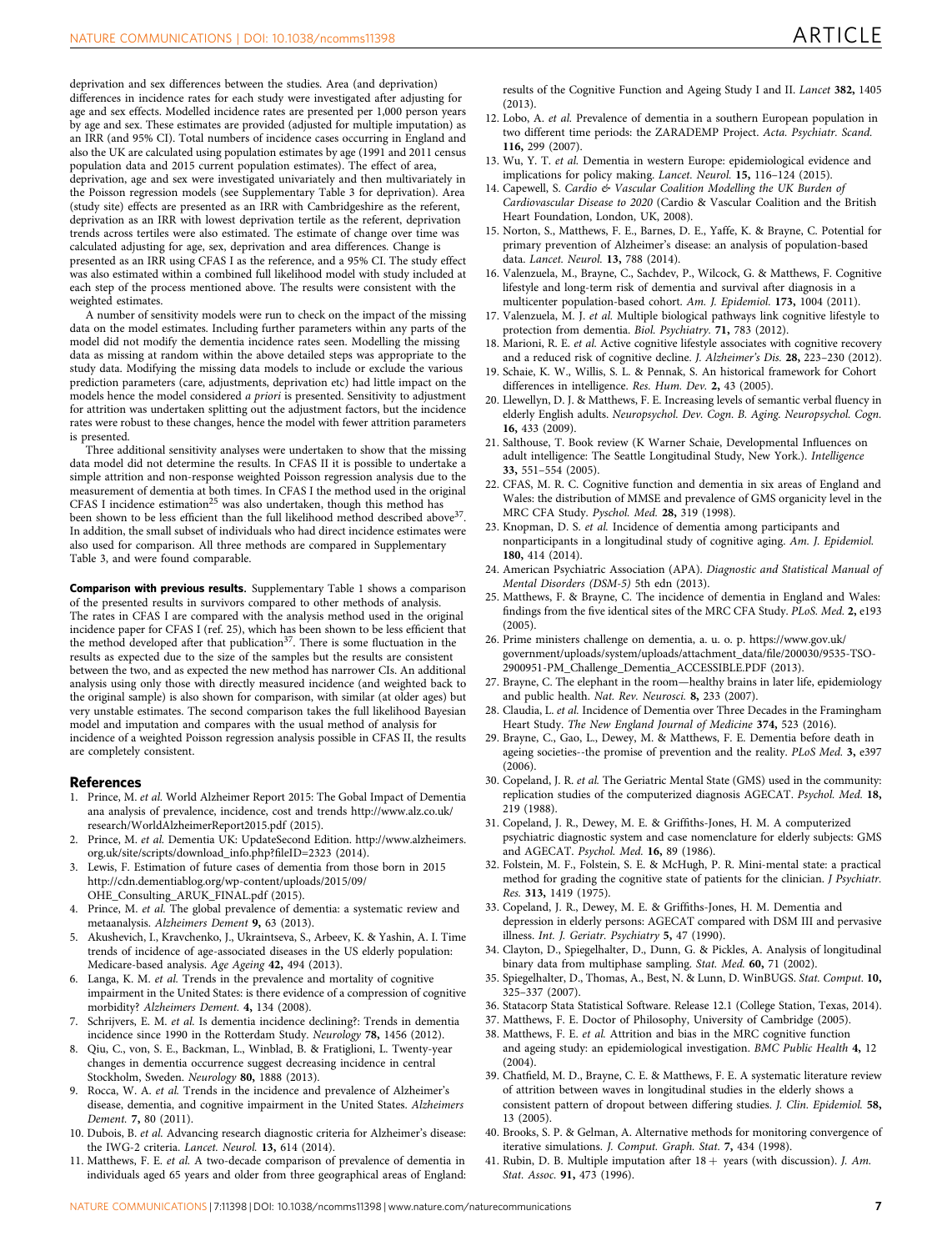deprivation and sex differences between the studies. Area (and deprivation) differences in incidence rates for each study were investigated after adjusting for age and sex effects. Modelled incidence rates are presented per 1,000 person years by age and sex. These estimates are provided (adjusted for multiple imputation) as an IRR (and 95% CI). Total numbers of incidence cases occurring in England and also the UK are calculated using population estimates by age (1991 and 2011 census population data and 2015 current population estimates). The effect of area, deprivation, age and sex were investigated univariately and then multivariately in the Poisson regression models (see Supplementary Table 3 for deprivation). Area (study site) effects are presented as an IRR with Cambridgeshire as the referent, deprivation as an IRR with lowest deprivation tertile as the referent, deprivation trends across tertiles were also estimated. The estimate of change over time was calculated adjusting for age, sex, deprivation and area differences. Change is presented as an IRR using CFAS I as the reference, and a 95% CI. The study effect was also estimated within a combined full likelihood model with study included at each step of the process mentioned above. The results were consistent with the weighted estimates.

A number of sensitivity models were run to check on the impact of the missing data on the model estimates. Including further parameters within any parts of the model did not modify the dementia incidence rates seen. Modelling the missing data as missing at random within the above detailed steps was appropriate to the study data. Modifying the missing data models to include or exclude the various prediction parameters (care, adjustments, deprivation etc) had little impact on the models hence the model considered *a priori* is presented. Sensitivity to adjustment for attrition was undertaken splitting out the adjustment factors, but the incidence rates were robust to these changes, hence the model with fewer attrition parameters is presented.

Three additional sensitivity analyses were undertaken to show that the missing data model did not determine the results. In CFAS II it is possible to undertake a simple attrition and non-response weighted Poisson regression analysis due to the measurement of dementia at both times. In CFAS I the method used in the original CFAS I incidence estimation[25] was also undertaken, though this method has been shown to be less efficient than the full likelihood method described above[37]. In addition, the small subset of individuals who had direct incidence estimates were also used for comparison. All three methods are compared in Supplementary Table 3, and were found comparable.

**Comparison with previous results.** Supplementary Table 1 shows a comparison of the presented results in survivors compared to other methods of analysis. The rates in CFAS I are compared with the analysis method used in the original incidence paper for CFAS I (ref. 25), which has been shown to be less efficient that the method developed after that publication[37]. There is some fluctuation in the results as expected due to the size of the samples but the results are consistent between the two, and as expected the new method has narrower CIs. An additional analysis using only those with directly measured incidence (and weighted back to the original sample) is also shown for comparison, with similar (at older ages) but very unstable estimates. The second comparison takes the full likelihood Bayesian model and imputation and compares with the usual method of analysis for incidence of a weighted Poisson regression analysis possible in CFAS II, the results are completely consistent.

## References

1. Prince, M. *et al.* World Alzheimer Report 2015: The Gobal Impact of Dementia ana analysis of prevalence, incidence, cost and trends http://www.alz.co.uk/research/WorldAlzheimerReport2015.pdf (2015).
2. Prince, M. *et al.* Dementia UK: UpdateSecond Edition. http://www.alzheimers.org.uk/site/scripts/download_info.php?fileID=2323 (2014).
3. Lewis, F. Estimation of future cases of dementia from those born in 2015 http://cdn.dementiablog.org/wp-content/uploads/2015/09/OHE_Consulting_ARUK_FINAL.pdf (2015).
4. Prince, M. *et al.* The global prevalence of dementia: a systematic review and metaanalysis. *Alzheimers Dement* **9,** 63 (2013).
5. Akushevich, I., Kravchenko, J., Ukraintseva, S., Arbeev, K. & Yashin, A. I. Time trends of incidence of age-associated diseases in the US elderly population: Medicare-based analysis. *Age Ageing* **42,** 494 (2013).
6. Langa, K. M. *et al.* Trends in the prevalence and mortality of cognitive impairment in the United States: is there evidence of a compression of cognitive morbidity? *Alzheimers Dement.* **4,** 134 (2008).
7. Schrijvers, E. M. *et al.* Is dementia incidence declining?: Trends in dementia incidence since 1990 in the Rotterdam Study. *Neurology* **78,** 1456 (2012).
8. Qiu, C., von, S. E., Backman, L., Winblad, B. & Fratiglioni, L. Twenty-year changes in dementia occurrence suggest decreasing incidence in central Stockholm, Sweden. *Neurology* **80,** 1888 (2013).
9. Rocca, W. A. *et al.* Trends in the incidence and prevalence of Alzheimer's disease, dementia, and cognitive impairment in the United States. *Alzheimers Dement.* **7,** 80 (2011).
10. Dubois, B. *et al.* Advancing research diagnostic criteria for Alzheimer's disease: the IWG-2 criteria. *Lancet. Neurol.* **13,** 614 (2014).
11. Matthews, F. E. *et al.* A two-decade comparison of prevalence of dementia in individuals aged 65 years and older from three geographical areas of England: results of the Cognitive Function and Ageing Study I and II. *Lancet* **382,** 1405 (2013).
12. Lobo, A. *et al.* Prevalence of dementia in a southern European population in two different time periods: the ZARADEMP Project. *Acta. Psychiatr. Scand.* **116,** 299 (2007).
13. Wu, Y. T. *et al.* Dementia in western Europe: epidemiological evidence and implications for policy making. *Lancet. Neurol.* **15,** 116–124 (2015).
14. Capewell, S. *Cardio & Vascular Coalition Modelling the UK Burden of Cardiovascular Disease to 2020* (Cardio & Vascular Coalition and the British Heart Foundation, London, UK, 2008).
15. Norton, S., Matthews, F. E., Barnes, D. E., Yaffe, K. & Brayne, C. Potential for primary prevention of Alzheimer's disease: an analysis of population-based data. *Lancet. Neurol.* **13,** 788 (2014).
16. Valenzuela, M., Brayne, C., Sachdev, P., Wilcock, G. & Matthews, F. Cognitive lifestyle and long-term risk of dementia and survival after diagnosis in a multicenter population-based cohort. *Am. J. Epidemiol.* **173,** 1004 (2011).
17. Valenzuela, M. J. *et al.* Multiple biological pathways link cognitive lifestyle to protection from dementia. *Biol. Psychiatry.* **71,** 783 (2012).
18. Marioni, R. E. *et al.* Active cognitive lifestyle associates with cognitive recovery and a reduced risk of cognitive decline. *J. Alzheimer's Dis.* **28,** 223–230 (2012).
19. Schaie, K. W., Willis, S. L. & Pennak, S. An historical framework for Cohort differences in intelligence. *Res. Hum. Dev.* **2,** 43 (2005).
20. Llewellyn, D. J. & Matthews, F. E. Increasing levels of semantic verbal fluency in elderly English adults. *Neuropsychol. Dev. Cogn. B. Aging. Neuropsychol. Cogn.* **16,** 433 (2009).
21. Salthouse, T. Book review (K Warner Schaie, Developmental Influences on adult intelligence: The Seattle Longitudinal Study, New York.). *Intelligence* **33,** 551–554 (2005).
22. CFAS, M. R. C. Cognitive function and dementia in six areas of England and Wales: the distribution of MMSE and prevalence of GMS organicity level in the MRC CFA Study. *Pyschol. Med.* **28,** 319 (1998).
23. Knopman, D. S. *et al.* Incidence of dementia among participants and nonparticipants in a longitudinal study of cognitive aging. *Am. J. Epidemiol.* **180,** 414 (2014).
24. American Psychiatric Association (APA). *Diagnostic and Statistical Manual of Mental Disorders (DSM-5)* 5th edn (2013).
25. Matthews, F. & Brayne, C. The incidence of dementia in England and Wales: findings from the five identical sites of the MRC CFA Study. *PLoS. Med.* **2,** e193 (2005).
26. Prime ministers challenge on dementia, a. u. o. p. https://www.gov.uk/government/uploads/system/uploads/attachment_data/file/200030/9535-TSO-2900951-PM_Challenge_Dementia_ACCESSIBLE.PDF (2013).
27. Brayne, C. The elephant in the room—healthy brains in later life, epidemiology and public health. *Nat. Rev. Neurosci.* **8,** 233 (2007).
28. Claudia, L. *et al.* Incidence of Dementia over Three Decades in the Framingham Heart Study. *The New England Journal of Medicine* **374,** 523 (2016).
29. Brayne, C., Gao, L., Dewey, M. & Matthews, F. E. Dementia before death in ageing societies--the promise of prevention and the reality. *PLoS Med.* **3,** e397 (2006).
30. Copeland, J. R. *et al.* The Geriatric Mental State (GMS) used in the community: replication studies of the computerized diagnosis AGECAT. *Psychol. Med.* **18,** 219 (1988).
31. Copeland, J. R., Dewey, M. E. & Griffiths-Jones, H. M. A computerized psychiatric diagnostic system and case nomenclature for elderly subjects: GMS and AGECAT. *Psychol. Med.* **16,** 89 (1986).
32. Folstein, M. F., Folstein, S. E. & McHugh, P. R. Mini-mental state: a practical method for grading the cognitive state of patients for the clinician. *J Psychiatr. Res.* **313,** 1419 (1975).
33. Copeland, J. R., Dewey, M. E. & Griffiths-Jones, H. M. Dementia and depression in elderly persons: AGECAT compared with DSM III and pervasive illness. *Int. J. Geriatr. Psychiatry* **5,** 47 (1990).
34. Clayton, D., Spiegelhalter, D., Dunn, G. & Pickles, A. Analysis of longitudinal binary data from multiphase sampling. *Stat. Med.* **60,** 71 (2002).
35. Spiegelhalter, D., Thomas, A., Best, N. & Lunn, D. WinBUGS. *Stat. Comput.* **10,** 325–337 (2007).
36. Statacorp Stata Statistical Software. Release 12.1 (College Station, Texas, 2014).
37. Matthews, F. E. Doctor of Philosophy, University of Cambridge (2005).
38. Matthews, F. E. *et al.* Attrition and bias in the MRC cognitive function and ageing study: an epidemiological investigation. *BMC Public Health* **4,** 12 (2004).
39. Chatfield, M. D., Brayne, C. E. & Matthews, F. E. A systematic literature review of attrition between waves in longitudinal studies in the elderly shows a consistent pattern of dropout between differing studies. *J. Clin. Epidemiol.* **58,** 13 (2005).
40. Brooks, S. P. & Gelman, A. Alternative methods for monitoring convergence of iterative simulations. *J. Comput. Graph. Stat.* **7,** 434 (1998).
41. Rubin, D. B. Multiple imputation after 18+ years (with discussion). *J. Am. Stat. Assoc.* **91,** 473 (1996).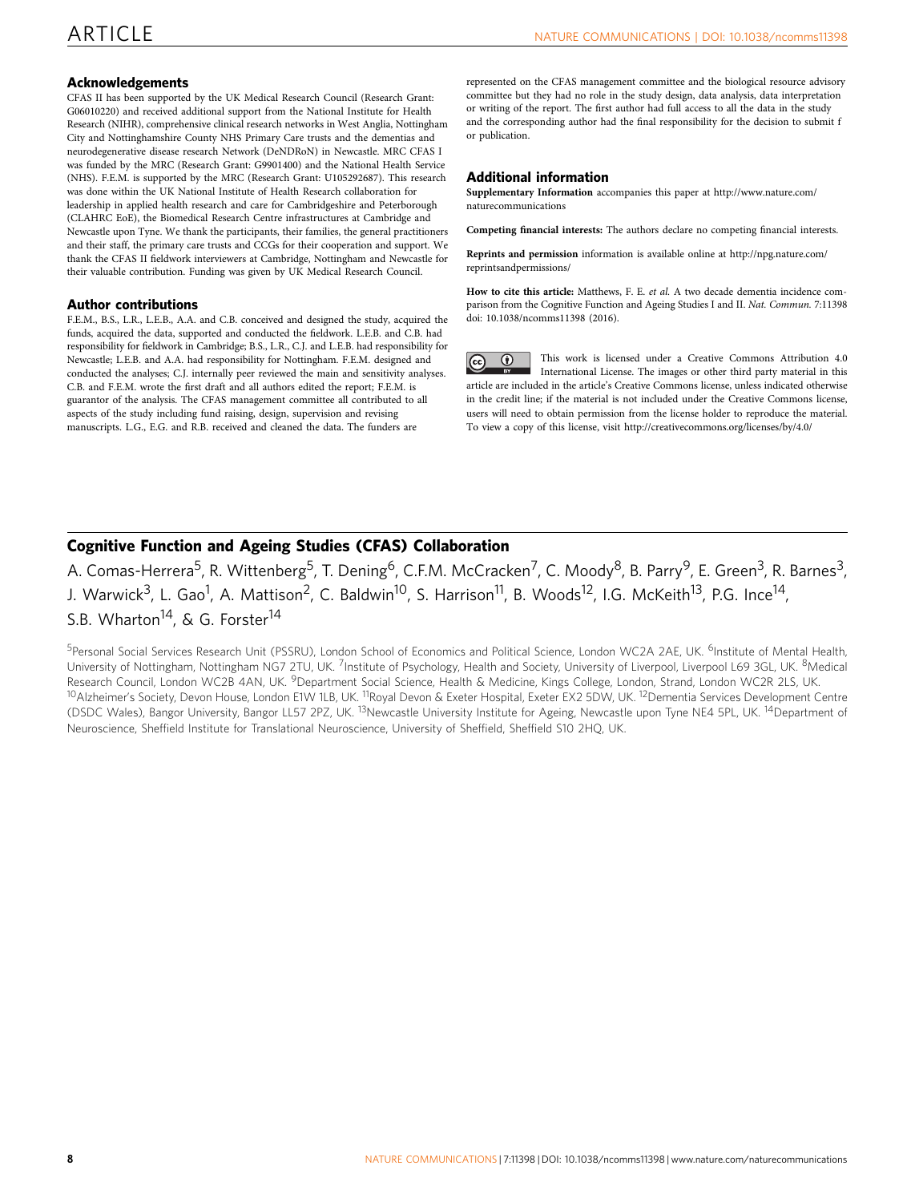## Acknowledgements

CFAS II has been supported by the UK Medical Research Council (Research Grant: G06010220) and received additional support from the National Institute for Health Research (NIHR), comprehensive clinical research networks in West Anglia, Nottingham City and Nottinghamshire County NHS Primary Care trusts and the dementias and neurodegenerative disease research Network (DeNDRoN) in Newcastle. MRC CFAS I was funded by the MRC (Research Grant: G9901400) and the National Health Service (NHS). F.E.M. is supported by the MRC (Research Grant: U105292687). This research was done within the UK National Institute of Health Research collaboration for leadership in applied health research and care for Cambridgeshire and Peterborough (CLAHRC EoE), the Biomedical Research Centre infrastructures at Cambridge and Newcastle upon Tyne. We thank the participants, their families, the general practitioners and their staff, the primary care trusts and CCGs for their cooperation and support. We thank the CFAS II fieldwork interviewers at Cambridge, Nottingham and Newcastle for their valuable contribution. Funding was given by UK Medical Research Council.

## Author contributions

F.E.M., B.S., L.R., L.E.B., A.A. and C.B. conceived and designed the study, acquired the funds, acquired the data, supported and conducted the fieldwork. L.E.B. and C.B. had responsibility for fieldwork in Cambridge; B.S., L.R., C.J. and L.E.B. had responsibility for Newcastle; L.E.B. and A.A. had responsibility for Nottingham. F.E.M. designed and conducted the analyses; C.J. internally peer reviewed the main and sensitivity analyses. C.B. and F.E.M. wrote the first draft and all authors edited the report; F.E.M. is guarantor of the analysis. The CFAS management committee all contributed to all aspects of the study including fund raising, design, supervision and revising manuscripts. L.G., E.G. and R.B. received and cleaned the data. The funders are represented on the CFAS management committee and the biological resource advisory committee but they had no role in the study design, data analysis, data interpretation or writing of the report. The first author had full access to all the data in the study and the corresponding author had the final responsibility for the decision to submit f or publication.

## Additional information

**Supplementary Information** accompanies this paper at http://www.nature.com/naturecommunications

**Competing financial interests:** The authors declare no competing financial interests.

**Reprints and permission** information is available online at http://npg.nature.com/reprintsandpermissions/

**How to cite this article:** Matthews, F. E. *et al.* A two decade dementia incidence comparison from the Cognitive Function and Ageing Studies I and II. *Nat. Commun.* 7:11398 doi: 10.1038/ncomms11398 (2016).

This work is licensed under a Creative Commons Attribution 4.0 International License. The images or other third party material in this article are included in the article's Creative Commons license, unless indicated otherwise in the credit line; if the material is not included under the Creative Commons license, users will need to obtain permission from the license holder to reproduce the material. To view a copy of this license, visit http://creativecommons.org/licenses/by/4.0/

## Cognitive Function and Ageing Studies (CFAS) Collaboration

A. Comas-Herrera[5], R. Wittenberg[5], T. Dening[6], C.F.M. McCracken[7], C. Moody[8], B. Parry[9], E. Green[3], R. Barnes[3], J. Warwick[3], L. Gao[1], A. Mattison[2], C. Baldwin[10], S. Harrison[11], B. Woods[12], I.G. McKeith[13], P.G. Ince[14], S.B. Wharton[14], & G. Forster[14]

[5]Personal Social Services Research Unit (PSSRU), London School of Economics and Political Science, London WC2A 2AE, UK. [6]Institute of Mental Health, University of Nottingham, Nottingham NG7 2TU, UK. [7]Institute of Psychology, Health and Society, University of Liverpool, Liverpool L69 3GL, UK. [8]Medical Research Council, London WC2B 4AN, UK. [9]Department Social Science, Health & Medicine, Kings College, London, Strand, London WC2R 2LS, UK. [10]Alzheimer's Society, Devon House, London E1W 1LB, UK. [11]Royal Devon & Exeter Hospital, Exeter EX2 5DW, UK. [12]Dementia Services Development Centre (DSDC Wales), Bangor University, Bangor LL57 2PZ, UK. [13]Newcastle University Institute for Ageing, Newcastle upon Tyne NE4 5PL, UK. [14]Department of Neuroscience, Sheffield Institute for Translational Neuroscience, University of Sheffield, Sheffield S10 2HQ, UK.